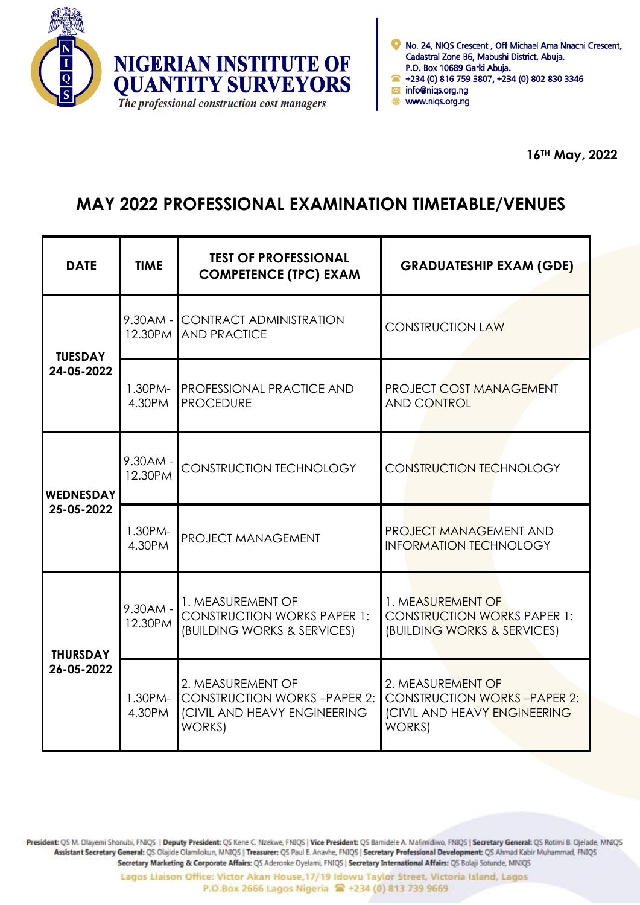# NIGERIAN INSTITUTE OF QUANTITY SURVEYORS

*The professional construction cost managers*

No. 24, NIQS Crescent , Off Michael Ama Nnachi Crescent, Cadastral Zone B6, Mabushi District, Abuja.
P.O. Box 10689 Garki Abuja.
+234 (0) 816 759 3807, +234 (0) 802 830 3346
info@niqs.org.ng
www.niqs.org.ng

16TH May, 2022

## MAY 2022 PROFESSIONAL EXAMINATION TIMETABLE/VENUES

| DATE | TIME | TEST OF PROFESSIONAL COMPETENCE (TPC) EXAM | GRADUATESHIP EXAM (GDE) |
|---|---|---|---|
| **TUESDAY 24-05-2022** | 9.30AM - 12.30PM | CONTRACT ADMINISTRATION AND PRACTICE | CONSTRUCTION LAW |
| | 1.30PM- 4.30PM | PROFESSIONAL PRACTICE AND PROCEDURE | PROJECT COST MANAGEMENT AND CONTROL |
| **WEDNESDAY 25-05-2022** | 9.30AM - 12.30PM | CONSTRUCTION TECHNOLOGY | CONSTRUCTION TECHNOLOGY |
| | 1.30PM- 4.30PM | PROJECT MANAGEMENT | PROJECT MANAGEMENT AND INFORMATION TECHNOLOGY |
| **THURSDAY 26-05-2022** | 9.30AM - 12.30PM | 1. MEASUREMENT OF CONSTRUCTION WORKS PAPER 1: (BUILDING WORKS & SERVICES) | 1. MEASUREMENT OF CONSTRUCTION WORKS PAPER 1: (BUILDING WORKS & SERVICES) |
| | 1.30PM- 4.30PM | 2. MEASUREMENT OF CONSTRUCTION WORKS –PAPER 2: (CIVIL AND HEAVY ENGINEERING WORKS) | 2. MEASUREMENT OF CONSTRUCTION WORKS –PAPER 2: (CIVIL AND HEAVY ENGINEERING WORKS) |

**President:** QS M. Olayemi Shonubi, FNIQS | **Deputy President:** QS Kene C. Nzekwe, FNIQS | **Vice President:** QS Bamidele A. Mafimidiwo, FNIQS | **Secretary General:** QS Rotimi B. Ojelade, MNIQS
**Assistant Secretary General:** QS Olajide Olamilokun, MNIQS | **Treasurer:** QS Paul E. Anavhe, FNIQS | **Secretary Professional Development:** QS Ahmad Kabir Muhammad, FNIQS
**Secretary Marketing & Corporate Affairs:** QS Aderonke Oyelami, FNIQS | **Secretary International Affairs:** QS Bolaji Sotunde, MNIQS

Lagos Liaison Office: Victor Akan House,17/19 Idowu Taylor Street, Victoria Island, Lagos
P.O.Box 2666 Lagos Nigeria +234 (0) 813 739 9669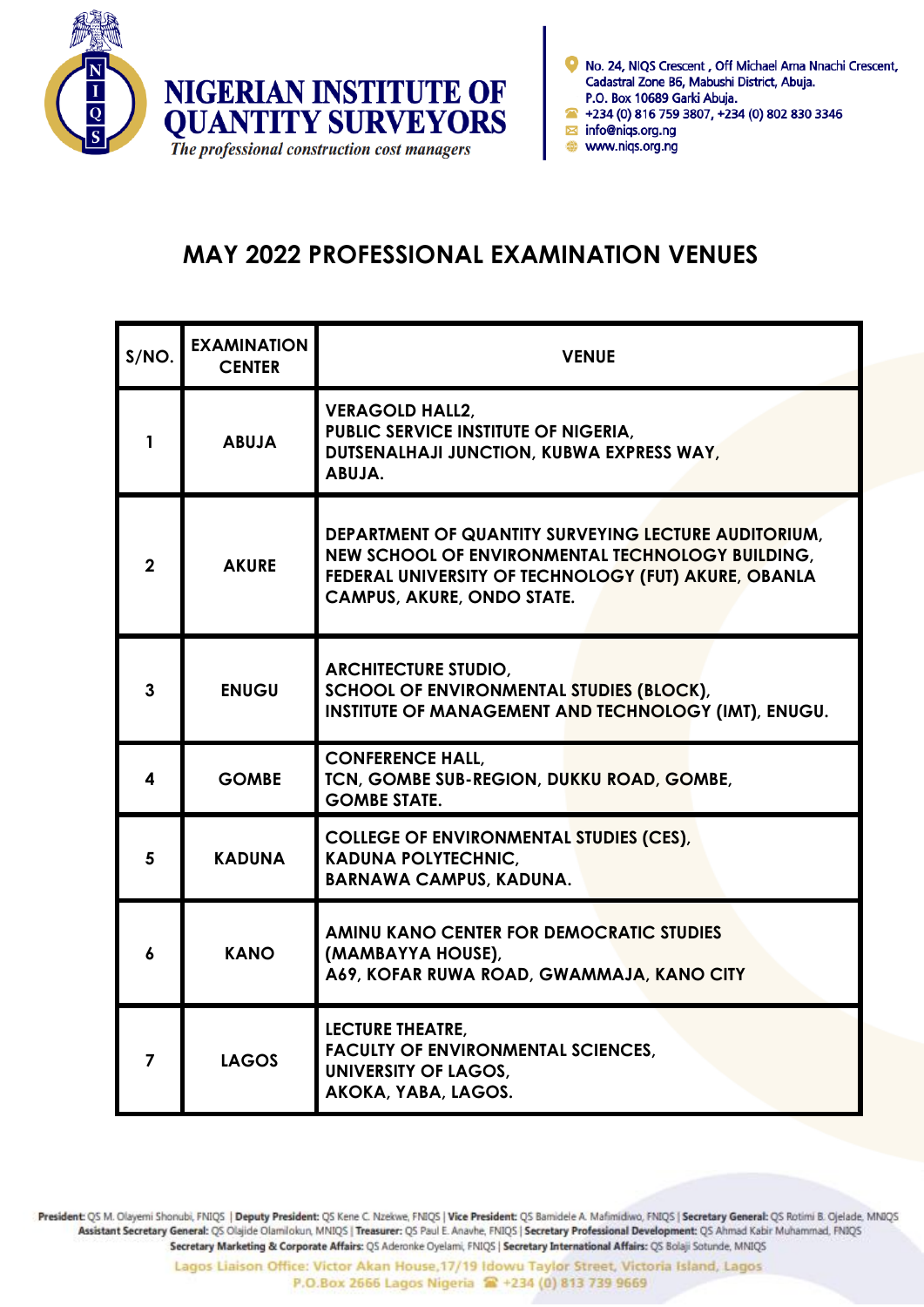# NIGERIAN INSTITUTE OF QUANTITY SURVEYORS

*The professional construction cost managers*

No. 24, NIQS Crescent , Off Michael Ama Nnachi Crescent, Cadastral Zone B6, Mabushi District, Abuja.
P.O. Box 10689 Garki Abuja.
+234 (0) 816 759 3807, +234 (0) 802 830 3346
info@niqs.org.ng
www.niqs.org.ng

## MAY 2022 PROFESSIONAL EXAMINATION VENUES

| S/NO. | EXAMINATION CENTER | VENUE |
|---|---|---|
| 1 | ABUJA | VERAGOLD HALL2, PUBLIC SERVICE INSTITUTE OF NIGERIA, DUTSENALHAJI JUNCTION, KUBWA EXPRESS WAY, ABUJA. |
| 2 | AKURE | DEPARTMENT OF QUANTITY SURVEYING LECTURE AUDITORIUM, NEW SCHOOL OF ENVIRONMENTAL TECHNOLOGY BUILDING, FEDERAL UNIVERSITY OF TECHNOLOGY (FUT) AKURE, OBANLA CAMPUS, AKURE, ONDO STATE. |
| 3 | ENUGU | ARCHITECTURE STUDIO, SCHOOL OF ENVIRONMENTAL STUDIES (BLOCK), INSTITUTE OF MANAGEMENT AND TECHNOLOGY (IMT), ENUGU. |
| 4 | GOMBE | CONFERENCE HALL, TCN, GOMBE SUB-REGION, DUKKU ROAD, GOMBE, GOMBE STATE. |
| 5 | KADUNA | COLLEGE OF ENVIRONMENTAL STUDIES (CES), KADUNA POLYTECHNIC, BARNAWA CAMPUS, KADUNA. |
| 6 | KANO | AMINU KANO CENTER FOR DEMOCRATIC STUDIES (MAMBAYYA HOUSE), A69, KOFAR RUWA ROAD, GWAMMAJA, KANO CITY |
| 7 | LAGOS | LECTURE THEATRE, FACULTY OF ENVIRONMENTAL SCIENCES, UNIVERSITY OF LAGOS, AKOKA, YABA, LAGOS. |

**President:** QS M. Olayemi Shonubi, FNIQS | **Deputy President:** QS Kene C. Nzekwe, FNIQS | **Vice President:** QS Bamidele A. Mafimidiwo, FNIQS | **Secretary General:** QS Rotimi B. Ojelade, MNIQS
**Assistant Secretary General:** QS Olajide Olamilokun, MNIQS | **Treasurer:** QS Paul E. Anavhe, FNIQS | **Secretary Professional Development:** QS Ahmad Kabir Muhammad, FNIQS
**Secretary Marketing & Corporate Affairs:** QS Aderonke Oyelami, FNIQS | **Secretary International Affairs:** QS Bolaji Sotunde, MNIQS

Lagos Liaison Office: Victor Akan House,17/19 Idowu Taylor Street, Victoria Island, Lagos
P.O.Box 2666 Lagos Nigeria +234 (0) 813 739 9669